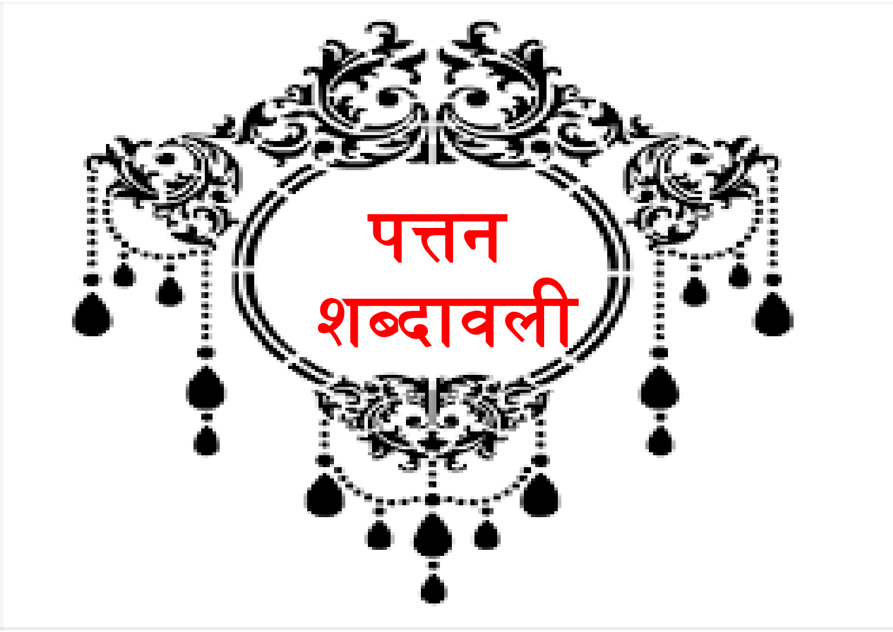# पत्तन शब्दावली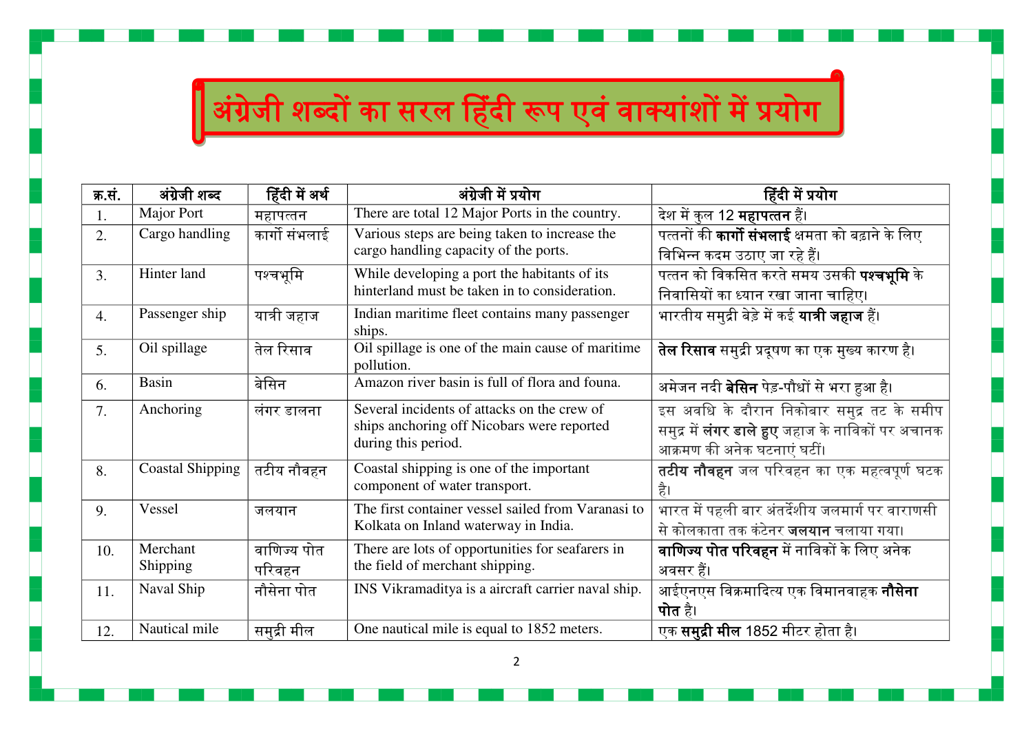# अंग्रेजी शब्दों का सरल हिंदी रूप एवं वाक्यांशों में प्रयोग

| क्र.सं. | अंग्रेजी शब्द | हिंदी में अर्थ | अंग्रेजी में प्रयोग | हिंदी में प्रयोग |
|---|---|---|---|---|
| 1. | Major Port | महापत्तन | There are total 12 Major Ports in the country. | देश में कुल 12 **महापत्तन** हैं। |
| 2. | Cargo handling | कार्गो संभलाई | Various steps are being taken to increase the cargo handling capacity of the ports. | पत्तनों की **कार्गो संभलाई** क्षमता को बढ़ाने के लिए विभिन्न कदम उठाए जा रहे हैं। |
| 3. | Hinter land | पश्चभूमि | While developing a port the habitants of its hinterland must be taken in to consideration. | पत्तन को विकसित करते समय उसकी **पश्चभूमि** के निवासियों का ध्यान रखा जाना चाहिए। |
| 4. | Passenger ship | यात्री जहाज | Indian maritime fleet contains many passenger ships. | भारतीय समुद्री बेड़े में कई **यात्री जहाज** हैं। |
| 5. | Oil spillage | तेल रिसाव | Oil spillage is one of the main cause of maritime pollution. | **तेल रिसाव** समुद्री प्रदूषण का एक मुख्य कारण है। |
| 6. | Basin | बेसिन | Amazon river basin is full of flora and founa. | अमेजन नदी **बेसिन** पेड़-पौधों से भरा हुआ है। |
| 7. | Anchoring | लंगर डालना | Several incidents of attacks on the crew of ships anchoring off Nicobars were reported during this period. | इस अवधि के दौरान निकोबार समुद्र तट के समीप समुद्र में **लंगर डाले हुए** जहाज के नाविकों पर अचानक आक्रमण की अनेक घटनाएं घटीं। |
| 8. | Coastal Shipping | तटीय नौवहन | Coastal shipping is one of the important component of water transport. | **तटीय नौवहन** जल परिवहन का एक महत्वपूर्ण घटक है। |
| 9. | Vessel | जलयान | The first container vessel sailed from Varanasi to Kolkata on Inland waterway in India. | भारत में पहली बार अंतर्देशीय जलमार्ग पर वाराणसी से कोलकाता तक कंटेनर **जलयान** चलाया गया। |
| 10. | Merchant Shipping | वाणिज्य पोत परिवहन | There are lots of opportunities for seafarers in the field of merchant shipping. | **वाणिज्य पोत परिवहन** में नाविकों के लिए अनेक अवसर हैं। |
| 11. | Naval Ship | नौसेना पोत | INS Vikramaditya is a aircraft carrier naval ship. | आईएनएस विक्रमादित्य एक विमानवाहक **नौसेना पोत** है। |
| 12. | Nautical mile | समुद्री मील | One nautical mile is equal to 1852 meters. | एक **समुद्री मील** 1852 मीटर होता है। |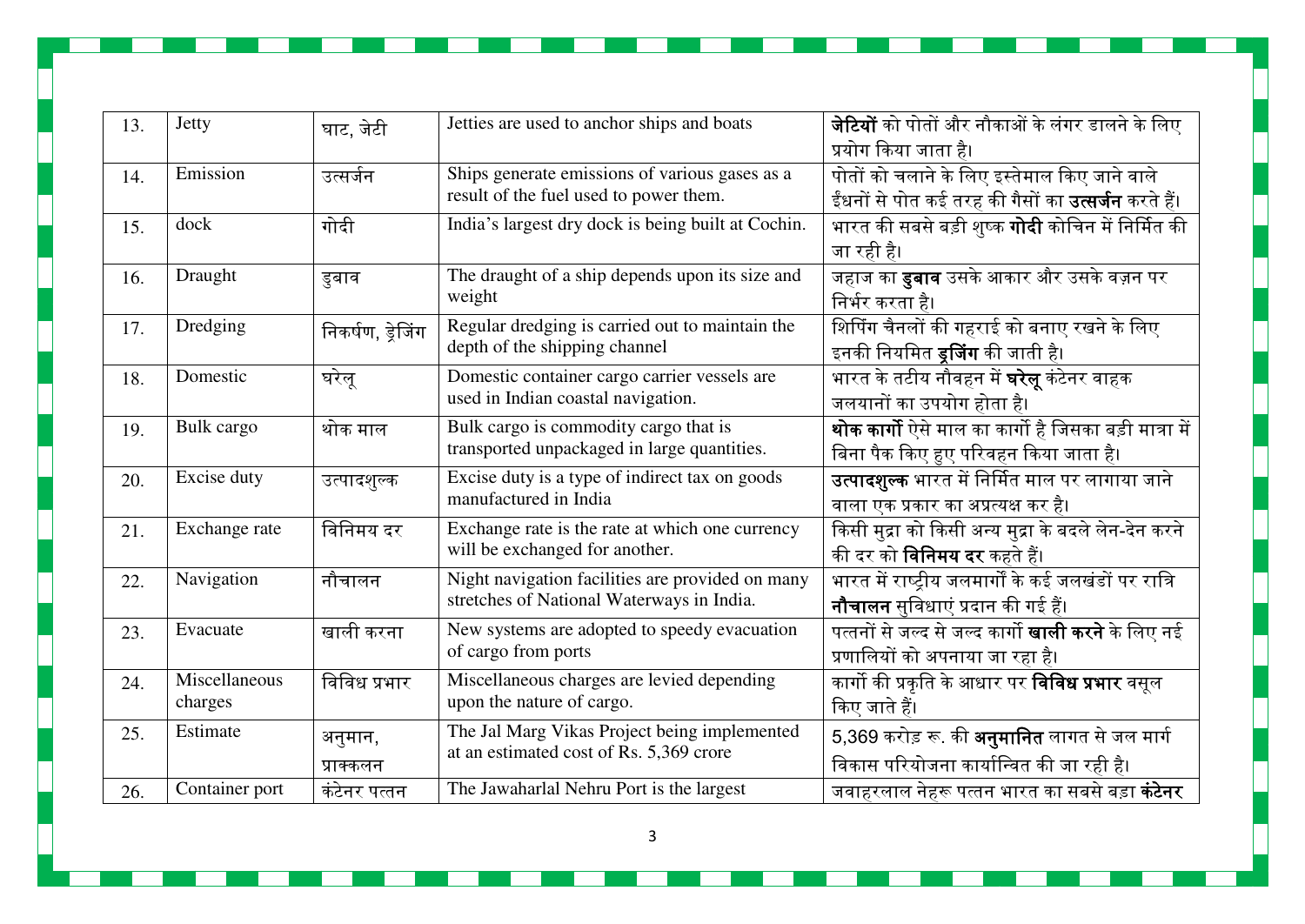| 13. | Jetty | घाट, जेटी | Jetties are used to anchor ships and boats | **जेटियों** को पोतों और नौकाओं के लंगर डालने के लिए प्रयोग किया जाता है। |
|---|---|---|---|---|
| 14. | Emission | उत्सर्जन | Ships generate emissions of various gases as a result of the fuel used to power them. | पोतों को चलाने के लिए इस्तेमाल किए जाने वाले ईंधनों से पोत कई तरह की गैसों का **उत्सर्जन** करते हैं। |
| 15. | dock | गोदी | India's largest dry dock is being built at Cochin. | भारत की सबसे बड़ी शुष्क **गोदी** कोचिन में निर्मित की जा रही है। |
| 16. | Draught | डुबाव | The draught of a ship depends upon its size and weight | जहाज का **डुबाव** उसके आकार और उसके वज़न पर निर्भर करता है। |
| 17. | Dredging | निकर्षण, ड्रेजिंग | Regular dredging is carried out to maintain the depth of the shipping channel | शिपिंग चैनलों की गहराई को बनाए रखने के लिए इनकी नियमित **ड्रजिंग** की जाती है। |
| 18. | Domestic | घरेलू | Domestic container cargo carrier vessels are used in Indian coastal navigation. | भारत के तटीय नौवहन में **घरेलू** कंटेनर वाहक जलयानों का उपयोग होता है। |
| 19. | Bulk cargo | थोक माल | Bulk cargo is commodity cargo that is transported unpackaged in large quantities. | **थोक कार्गो** ऐसे माल का कार्गो है जिसका बड़ी मात्रा में बिना पैक किए हुए परिवहन किया जाता है। |
| 20. | Excise duty | उत्पादशुल्क | Excise duty is a type of indirect tax on goods manufactured in India | **उत्पादशुल्क** भारत में निर्मित माल पर लागाया जाने वाला एक प्रकार का अप्रत्यक्ष कर है। |
| 21. | Exchange rate | विनिमय दर | Exchange rate is the rate at which one currency will be exchanged for another. | किसी मुद्रा को किसी अन्य मुद्रा के बदले लेन-देन करने की दर को **विनिमय दर** कहते हैं। |
| 22. | Navigation | नौचालन | Night navigation facilities are provided on many stretches of National Waterways in India. | भारत में राष्ट्रीय जलमार्गों के कई जलखंडों पर रात्रि **नौचालन** सुविधाएं प्रदान की गई हैं। |
| 23. | Evacuate | खाली करना | New systems are adopted to speedy evacuation of cargo from ports | पत्तनों से जल्द से जल्द कार्गो **खाली करने** के लिए नई प्रणालियों को अपनाया जा रहा है। |
| 24. | Miscellaneous charges | विविध प्रभार | Miscellaneous charges are levied depending upon the nature of cargo. | कार्गो की प्रकृति के आधार पर **विविध प्रभार** वसूल किए जाते हैं। |
| 25. | Estimate | अनुमान, प्राक्कलन | The Jal Marg Vikas Project being implemented at an estimated cost of Rs. 5,369 crore | 5,369 करोड़ रू. की **अनुमानित** लागत से जल मार्ग विकास परियोजना कार्यान्वित की जा रही है। |
| 26. | Container port | कंटेनर पत्तन | The Jawaharlal Nehru Port is the largest | जवाहरलाल नेहरू पत्तन भारत का सबसे बड़ा **कंटेनर** |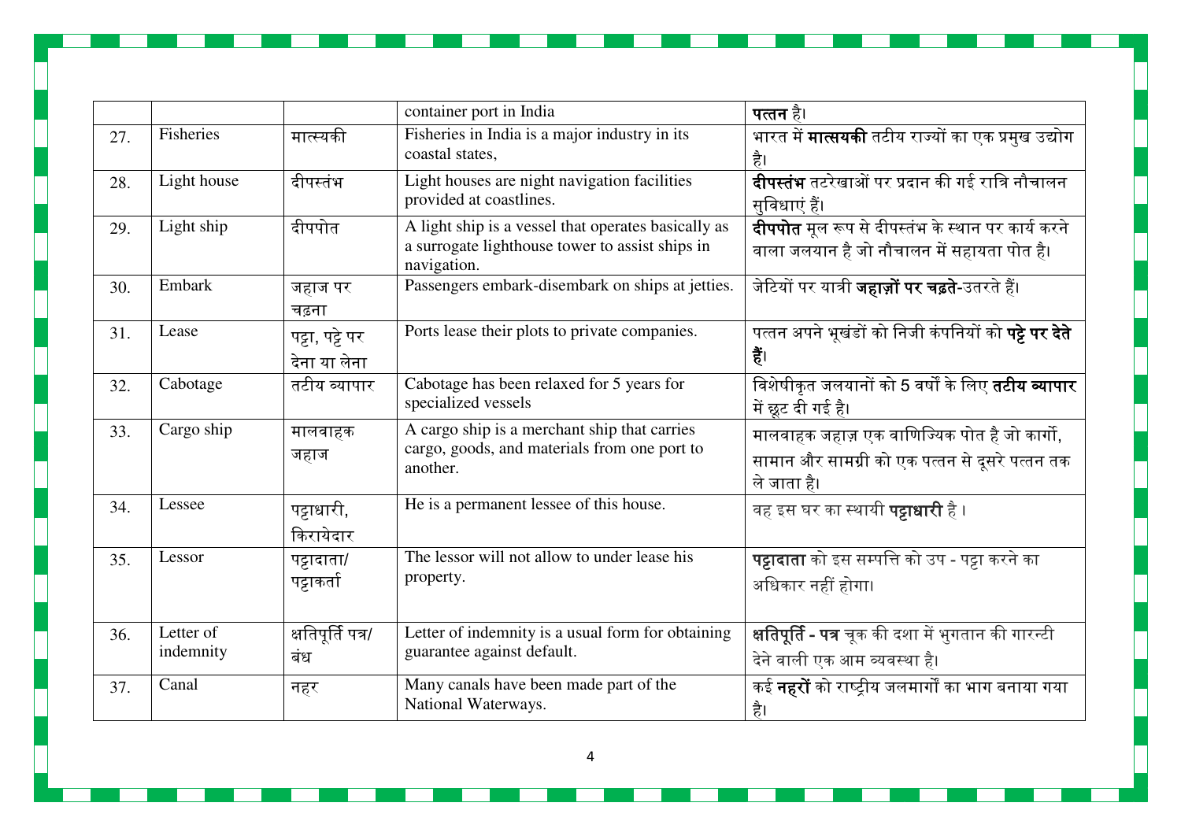| | | | container port in India | **पत्तन** है। |
|---|---|---|---|---|
| 27. | Fisheries | मात्स्यकी | Fisheries in India is a major industry in its coastal states, | भारत में **मात्सयकी** तटीय राज्यों का एक प्रमुख उद्योग है। |
| 28. | Light house | दीपस्तंभ | Light houses are night navigation facilities provided at coastlines. | **दीपस्तंभ** तटरेखाओं पर प्रदान की गई रात्रि नौचालन सुविधाएं हैं। |
| 29. | Light ship | दीपपोत | A light ship is a vessel that operates basically as a surrogate lighthouse tower to assist ships in navigation. | **दीपपोत** मूल रूप से दीपस्तंभ के स्थान पर कार्य करने वाला जलयान है जो नौचालन में सहायता पोत है। |
| 30. | Embark | जहाज पर चढ़ना | Passengers embark-disembark on ships at jetties. | जेटियों पर यात्री **जहाज़ों पर चढ़ते**-उतरते हैं। |
| 31. | Lease | पट्टा, पट्टे पर देना या लेना | Ports lease their plots to private companies. | पत्तन अपने भूखंडों को निजी कंपनियों को **पट्टे पर देते हैं**। |
| 32. | Cabotage | तटीय व्यापार | Cabotage has been relaxed for 5 years for specialized vessels | विशेषीकृत जलयानों को 5 वर्षों के लिए **तटीय व्यापार** में छूट दी गई है। |
| 33. | Cargo ship | मालवाहक जहाज | A cargo ship is a merchant ship that carries cargo, goods, and materials from one port to another. | मालवाहक जहाज़ एक वाणिज्यिक पोत है जो कार्गो, सामान और सामग्री को एक पत्तन से दूसरे पत्तन तक ले जाता है। |
| 34. | Lessee | पट्टाधारी, किरायेदार | He is a permanent lessee of this house. | वह इस घर का स्थायी **पट्टाधारी** है । |
| 35. | Lessor | पट्टादाता/ पट्टाकर्ता | The lessor will not allow to under lease his property. | **पट्टादाता** को इस सम्पत्ति को उप - पट्टा करने का अधिकार नहीं होगा। |
| 36. | Letter of indemnity | क्षतिपूर्ति पत्र/ बंध | Letter of indemnity is a usual form for obtaining guarantee against default. | **क्षतिपूर्ति - पत्र** चूक की दशा में भुगतान की गारन्टी देने वाली एक आम व्यवस्था है। |
| 37. | Canal | नहर | Many canals have been made part of the National Waterways. | कई **नहरों** को राष्ट्रीय जलमार्गों का भाग बनाया गया है। |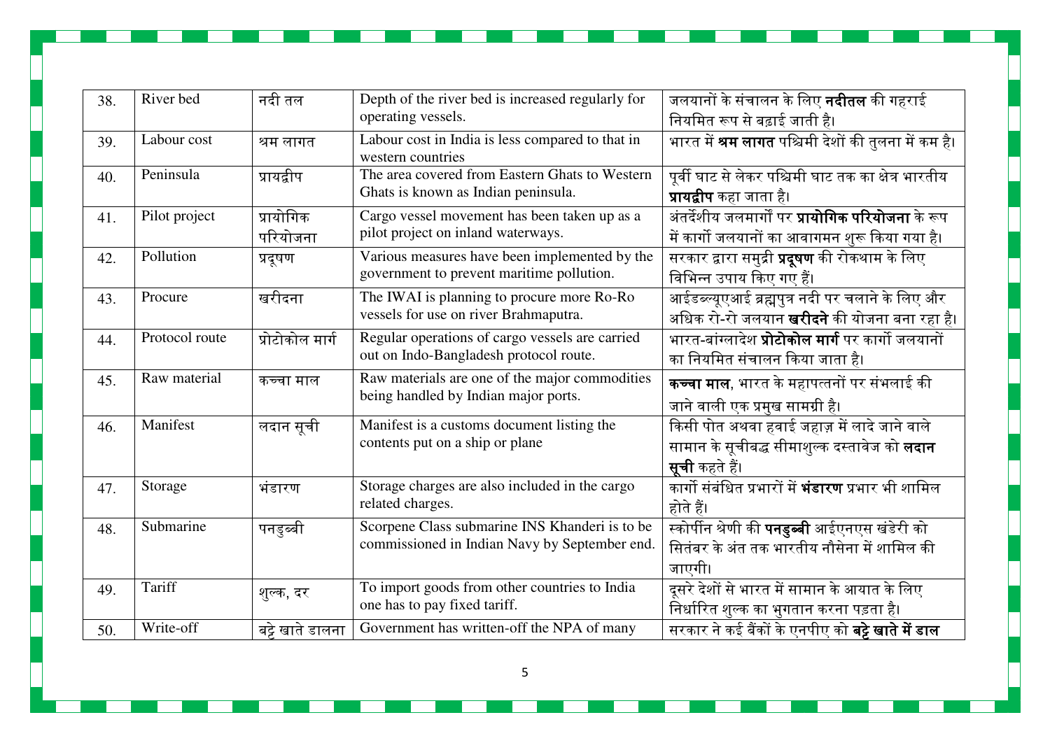| 38. | River bed | नदी तल | Depth of the river bed is increased regularly for operating vessels. | जलयानों के संचालन के लिए **नदीतल** की गहराई नियमित रूप से बढ़ाई जाती है। |
|---|---|---|---|---|
| 39. | Labour cost | श्रम लागत | Labour cost in India is less compared to that in western countries | भारत में **श्रम लागत** पश्चिमी देशों की तुलना में कम है। |
| 40. | Peninsula | प्रायद्वीप | The area covered from Eastern Ghats to Western Ghats is known as Indian peninsula. | पूर्वी घाट से लेकर पश्चिमी घाट तक का क्षेत्र भारतीय **प्रायद्वीप** कहा जाता है। |
| 41. | Pilot project | प्रायोगिक परियोजना | Cargo vessel movement has been taken up as a pilot project on inland waterways. | अंतर्देशीय जलमार्गों पर **प्रायोगिक परियोजना** के रूप में कार्गो जलयानों का आवागमन शुरू किया गया है। |
| 42. | Pollution | प्रदूषण | Various measures have been implemented by the government to prevent maritime pollution. | सरकार द्वारा समुद्री **प्रदूषण** की रोकथाम के लिए विभिन्न उपाय किए गए हैं। |
| 43. | Procure | खरीदना | The IWAI is planning to procure more Ro-Ro vessels for use on river Brahmaputra. | आईडब्ल्यूएआई ब्रह्मपुत्र नदी पर चलाने के लिए और अधिक रो-रो जलयान **खरीदने** की योजना बना रहा है। |
| 44. | Protocol route | प्रोटोकोल मार्ग | Regular operations of cargo vessels are carried out on Indo-Bangladesh protocol route. | भारत-बांग्लादेश **प्रोटोकोल मार्ग** पर कार्गो जलयानों का नियमित संचालन किया जाता है। |
| 45. | Raw material | कच्चा माल | Raw materials are one of the major commodities being handled by Indian major ports. | **कच्चा माल**, भारत के महापत्तनों पर संभलाई की जाने वाली एक प्रमुख सामग्री है। |
| 46. | Manifest | लदान सूची | Manifest is a customs document listing the contents put on a ship or plane | किसी पोत अथवा हवाई जहाज़ में लादे जाने वाले सामान के सूचीबद्ध सीमाशुल्क दस्तावेज को **लदान सूची** कहते हैं। |
| 47. | Storage | भंडारण | Storage charges are also included in the cargo related charges. | कार्गो संबंधित प्रभारों में **भंडारण** प्रभार भी शामिल होते हैं। |
| 48. | Submarine | पनडुब्बी | Scorpene Class submarine INS Khanderi is to be commissioned in Indian Navy by September end. | स्कोर्पीन श्रेणी की **पनडुब्बी** आईएनएस खंडेरी को सितंबर के अंत तक भारतीय नौसेना में शामिल की जाएगी। |
| 49. | Tariff | शुल्क, दर | To import goods from other countries to India one has to pay fixed tariff. | दूसरे देशों से भारत में सामान के आयात के लिए निर्धारित शुल्क का भुगतान करना पड़ता है। |
| 50. | Write-off | बट्टे खाते डालना | Government has written-off the NPA of many | सरकार ने कई बैंकों के एनपीए को **बट्टे खाते में डाल** |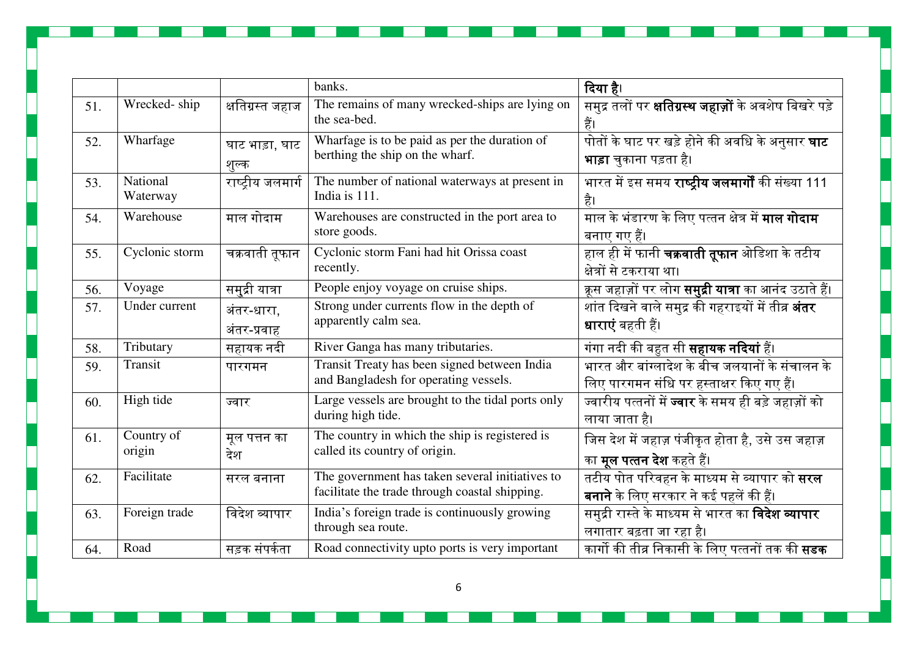| | | | banks. | **दिया है**। |
|---|---|---|---|---|
| 51. | Wrecked- ship | क्षतिग्रस्त जहाज | The remains of many wrecked-ships are lying on the sea-bed. | समुद्र तलों पर **क्षतिग्रस्थ जहाज़ों** के अवशेष बिखरे पड़े हैं। |
| 52. | Wharfage | घाट भाड़ा, घाट शुल्क | Wharfage is to be paid as per the duration of berthing the ship on the wharf. | पोतों के घाट पर खड़े होने की अवधि के अनुसार **घाट भाड़ा** चुकाना पड़ता है। |
| 53. | National Waterway | राष्ट्रीय जलमार्ग | The number of national waterways at present in India is 111. | भारत में इस समय **राष्ट्रीय जलमार्गों** की संख्या 111 है। |
| 54. | Warehouse | माल गोदाम | Warehouses are constructed in the port area to store goods. | माल के भंडारण के लिए पत्तन क्षेत्र में **माल गोदाम** बनाए गए हैं। |
| 55. | Cyclonic storm | चक्रवाती तूफान | Cyclonic storm Fani had hit Orissa coast recently. | हाल ही में फानी **चक्रवाती तूफान** ओडिशा के तटीय क्षेत्रों से टकराया था। |
| 56. | Voyage | समुद्री यात्रा | People enjoy voyage on cruise ships. | क्रूस जहाज़ों पर लोग **समुद्री यात्रा** का आनंद उठाते हैं। |
| 57. | Under current | अंतर-धारा, अंतर-प्रवाह | Strong under currents flow in the depth of apparently calm sea. | शांत दिखने वाले समुद्र की गहराइयों में तीव्र **अंतर धाराएं** बहती हैं। |
| 58. | Tributary | सहायक नदी | River Ganga has many tributaries. | गंगा नदी की बहुत सी **सहायक नदियां** हैं। |
| 59. | Transit | पारगमन | Transit Treaty has been signed between India and Bangladesh for operating vessels. | भारत और बांग्लादेश के बीच जलयानों के संचालन के लिए पारगमन संधि पर हस्ताक्षर किए गए हैं। |
| 60. | High tide | ज्वार | Large vessels are brought to the tidal ports only during high tide. | ज्वारीय पत्तनों में **ज्वार** के समय ही बड़े जहाज़ों को लाया जाता है। |
| 61. | Country of origin | मूल पत्तन का देश | The country in which the ship is registered is called its country of origin. | जिस देश में जहाज़ पंजीकृत होता है, उसे उस जहाज़ का **मूल पत्तन देश** कहते हैं। |
| 62. | Facilitate | सरल बनाना | The government has taken several initiatives to facilitate the trade through coastal shipping. | तटीय पोत परिवहन के माध्यम से व्यापार को **सरल बनाने** के लिए सरकार ने कई पहलें की हैं। |
| 63. | Foreign trade | विदेश व्यापार | India's foreign trade is continuously growing through sea route. | समुद्री रास्ते के माध्यम से भारत का **विदेश व्यापार** लगातार बढ़ता जा रहा है। |
| 64. | Road | सड़क संपर्कता | Road connectivity upto ports is very important | कार्गो की तीव्र निकासी के लिए पत्तनों तक की **सडक** |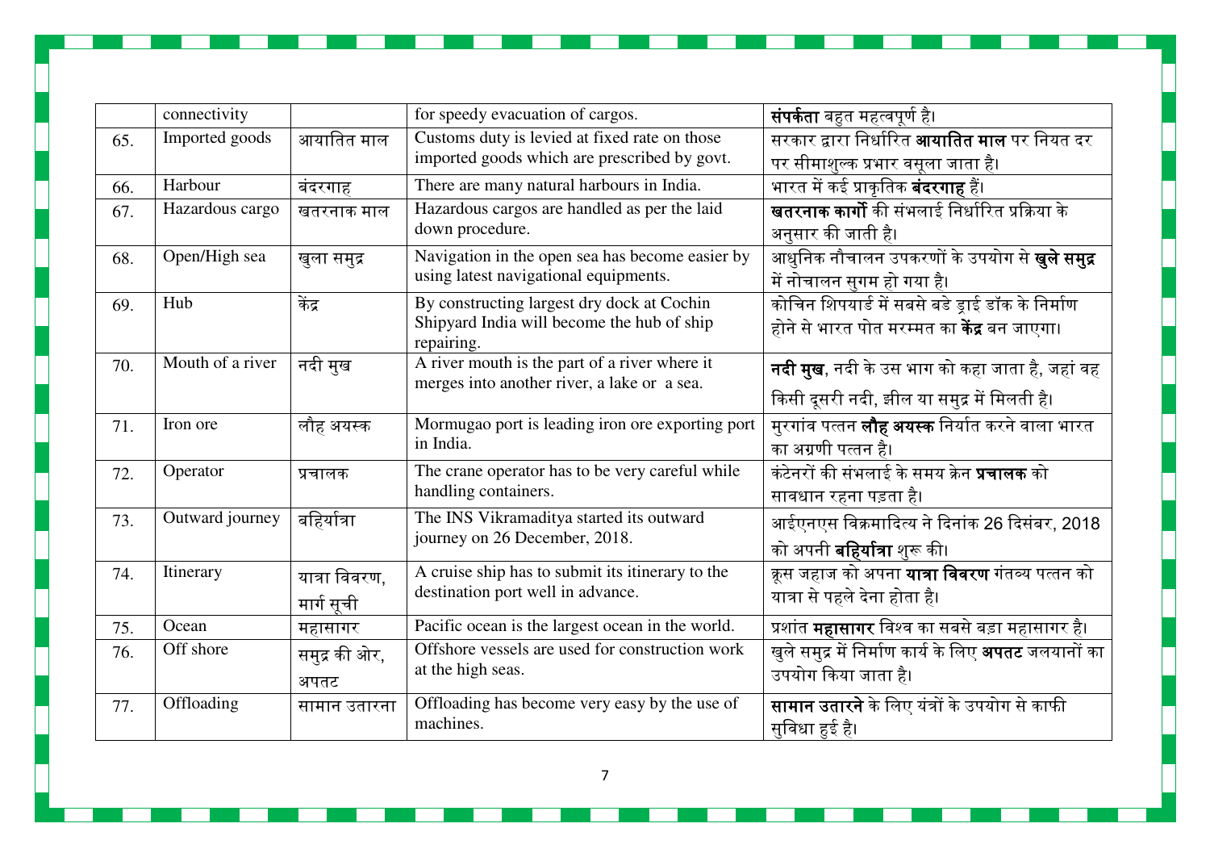|  | connectivity |  | for speedy evacuation of cargos. | **संपर्कता** बहुत महत्वपूर्ण है। |
|---|---|---|---|---|
| 65. | Imported goods | आयातित माल | Customs duty is levied at fixed rate on those imported goods which are prescribed by govt. | सरकार द्वारा निर्धारित **आयातित माल** पर नियत दर पर सीमाशुल्क प्रभार वसूला जाता है। |
| 66. | Harbour | बंदरगाह | There are many natural harbours in India. | भारत में कई प्राकृतिक **बंदरगाह** हैं। |
| 67. | Hazardous cargo | खतरनाक माल | Hazardous cargos are handled as per the laid down procedure. | **खतरनाक कार्गो** की संभलाई निर्धारित प्रक्रिया के अनुसार की जाती है। |
| 68. | Open/High sea | खुला समुद्र | Navigation in the open sea has become easier by using latest navigational equipments. | आधुनिक नौचालन उपकरणों के उपयोग से **खुले समुद्र** में नौचालन सुगम हो गया है। |
| 69. | Hub | केंद्र | By constructing largest dry dock at Cochin Shipyard India will become the hub of ship repairing. | कोचिन शिपयार्ड में सबसे बडे ड्राई डॉक के निर्माण होने से भारत पोत मरम्मत का **केंद्र** बन जाएगा। |
| 70. | Mouth of a river | नदी मुख | A river mouth is the part of a river where it merges into another river, a lake or a sea. | **नदी मुख**, नदी के उस भाग को कहा जाता है, जहां वह किसी दूसरी नदी, झील या समुद्र में मिलती है। |
| 71. | Iron ore | लौह अयस्क | Mormugao port is leading iron ore exporting port in India. | मुरगांव पत्तन **लौह अयस्क** निर्यात करने वाला भारत का अग्रणी पत्तन है। |
| 72. | Operator | प्रचालक | The crane operator has to be very careful while handling containers. | कंटेनरों की संभलाई के समय क्रेन **प्रचालक** को सावधान रहना पड़ता है। |
| 73. | Outward journey | बहिर्यात्रा | The INS Vikramaditya started its outward journey on 26 December, 2018. | आईएनएस विक्रमादित्य ने दिनांक 26 दिसंबर, 2018 को अपनी **बहिर्यात्रा** शुरू की। |
| 74. | Itinerary | यात्रा विवरण, मार्ग सूची | A cruise ship has to submit its itinerary to the destination port well in advance. | क्रूस जहाज को अपना **यात्रा विवरण** गंतव्य पत्तन को यात्रा से पहले देना होता है। |
| 75. | Ocean | महासागर | Pacific ocean is the largest ocean in the world. | प्रशांत **महासागर** विश्व का सबसे बड़ा महासागर है। |
| 76. | Off shore | समुद्र की ओर, अपतट | Offshore vessels are used for construction work at the high seas. | खुले समुद्र में निर्माण कार्य के लिए **अपतट** जलयानों का उपयोग किया जाता है। |
| 77. | Offloading | सामान उतारना | Offloading has become very easy by the use of machines. | **सामान उतारने** के लिए यंत्रों के उपयोग से काफी सुविधा हुई है। |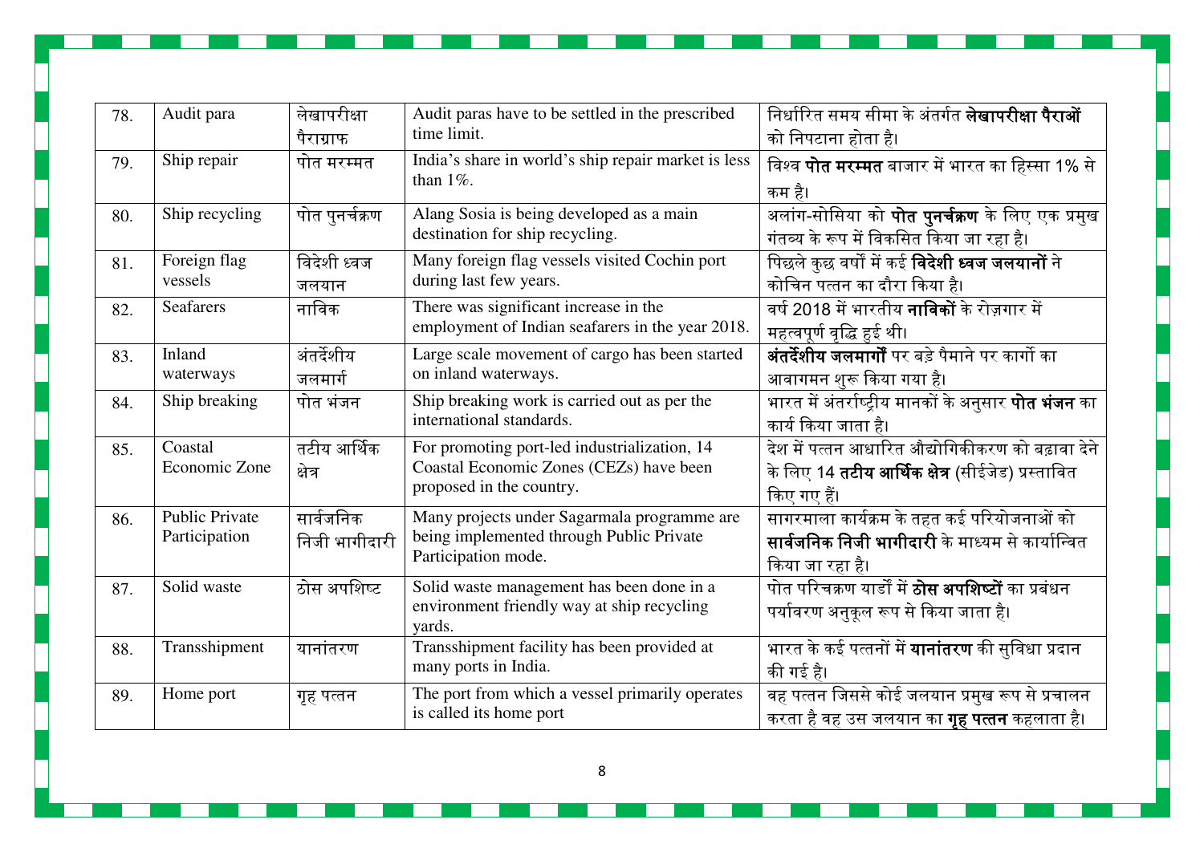| 78. | Audit para | लेखापरीक्षा पैराग्राफ | Audit paras have to be settled in the prescribed time limit. | निर्धारित समय सीमा के अंतर्गत **लेखापरीक्षा पैराओं** को निपटाना होता है। |
|---|---|---|---|---|
| 79. | Ship repair | पोत मरम्मत | India's share in world's ship repair market is less than 1%. | विश्व **पोत मरम्मत** बाजार में भारत का हिस्सा 1% से कम है। |
| 80. | Ship recycling | पोत पुनर्चक्रण | Alang Sosia is being developed as a main destination for ship recycling. | अलांग-सोसिया को **पोत पुनर्चक्रण** के लिए एक प्रमुख गंतव्य के रूप में विकसित किया जा रहा है। |
| 81. | Foreign flag vessels | विदेशी ध्वज जलयान | Many foreign flag vessels visited Cochin port during last few years. | पिछले कुछ वर्षों में कई **विदेशी ध्वज जलयानों** ने कोचिन पत्तन का दौरा किया है। |
| 82. | Seafarers | नाविक | There was significant increase in the employment of Indian seafarers in the year 2018. | वर्ष 2018 में भारतीय **नाविकों** के रोज़गार में महत्वपूर्ण वृद्धि हुई थी। |
| 83. | Inland waterways | अंतर्देशीय जलमार्ग | Large scale movement of cargo has been started on inland waterways. | **अंतर्देशीय जलमार्गों** पर बड़े पैमाने पर कार्गो का आवागमन शुरू किया गया है। |
| 84. | Ship breaking | पोत भंजन | Ship breaking work is carried out as per the international standards. | भारत में अंतर्राष्ट्रीय मानकों के अनुसार **पोत भंजन** का कार्य किया जाता है। |
| 85. | Coastal Economic Zone | तटीय आर्थिक क्षेत्र | For promoting port-led industrialization, 14 Coastal Economic Zones (CEZs) have been proposed in the country. | देश में पत्तन आधारित औद्योगिकीकरण को बढ़ावा देने के लिए 14 **तटीय आर्थिक क्षेत्र** (सीईजेड) प्रस्तावित किए गए हैं। |
| 86. | Public Private Participation | सार्वजनिक निजी भागीदारी | Many projects under Sagarmala programme are being implemented through Public Private Participation mode. | सागरमाला कार्यक्रम के तहत कई परियोजनाओं को **सार्वजनिक निजी भागीदारी** के माध्यम से कार्यान्वित किया जा रहा है। |
| 87. | Solid waste | ठोस अपशिष्ट | Solid waste management has been done in a environment friendly way at ship recycling yards. | पोत परिचक्रण यार्डों में **ठोस अपशिष्टों** का प्रबंधन पर्यावरण अनुकूल रूप से किया जाता है। |
| 88. | Transshipment | यानांतरण | Transshipment facility has been provided at many ports in India. | भारत के कई पत्तनों में **यानांतरण** की सुविधा प्रदान की गई है। |
| 89. | Home port | गृह पत्तन | The port from which a vessel primarily operates is called its home port | वह पत्तन जिससे कोई जलयान प्रमुख रूप से प्रचालन करता है वह उस जलयान का **गृह पत्तन** कहलाता है। |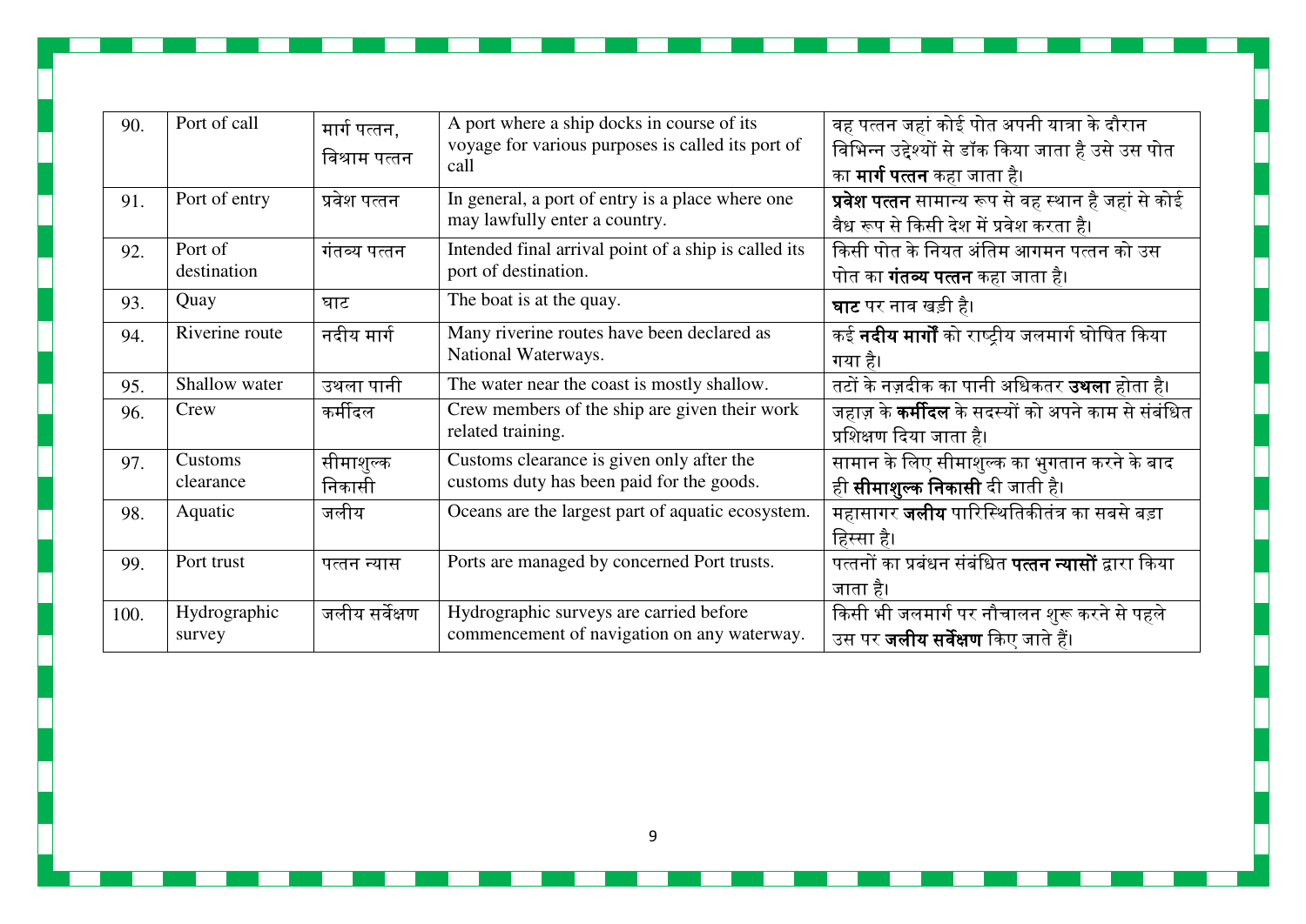| | | | | |
|---|---|---|---|---|
| 90. | Port of call | मार्ग पत्तन, विश्राम पत्तन | A port where a ship docks in course of its voyage for various purposes is called its port of call | वह पत्तन जहां कोई पोत अपनी यात्रा के दौरान विभिन्न उद्देश्यों से डॉक किया जाता है उसे उस पोत का **मार्ग पत्तन** कहा जाता है। |
| 91. | Port of entry | प्रवेश पत्तन | In general, a port of entry is a place where one may lawfully enter a country. | **प्रवेश पत्तन** सामान्य रूप से वह स्थान है जहां से कोई वैध रूप से किसी देश में प्रवेश करता है। |
| 92. | Port of destination | गंतव्य पत्तन | Intended final arrival point of a ship is called its port of destination. | किसी पोत के नियत अंतिम आगमन पत्तन को उस पोत का **गंतव्य पत्तन** कहा जाता है। |
| 93. | Quay | घाट | The boat is at the quay. | **घाट** पर नाव खड़ी है। |
| 94. | Riverine route | नदीय मार्ग | Many riverine routes have been declared as National Waterways. | कई **नदीय मार्गों** को राष्ट्रीय जलमार्ग घोषित किया गया है। |
| 95. | Shallow water | उथला पानी | The water near the coast is mostly shallow. | तटों के नज़दीक का पानी अधिकतर **उथला** होता है। |
| 96. | Crew | कर्मीदल | Crew members of the ship are given their work related training. | जहाज़ के **कर्मीदल** के सदस्यों को अपने काम से संबंधित प्रशिक्षण दिया जाता है। |
| 97. | Customs clearance | सीमाशुल्क निकासी | Customs clearance is given only after the customs duty has been paid for the goods. | सामान के लिए सीमाशुल्क का भुगतान करने के बाद ही **सीमाशुल्क निकासी** दी जाती है। |
| 98. | Aquatic | जलीय | Oceans are the largest part of aquatic ecosystem. | महासागर **जलीय** पारिस्थितिकीतंत्र का सबसे बड़ा हिस्सा है। |
| 99. | Port trust | पत्तन न्यास | Ports are managed by concerned Port trusts. | पत्तनों का प्रबंधन संबंधित **पत्तन न्यासों** द्वारा किया जाता है। |
| 100. | Hydrographic survey | जलीय सर्वेक्षण | Hydrographic surveys are carried before commencement of navigation on any waterway. | किसी भी जलमार्ग पर नौचालन शुरू करने से पहले उस पर **जलीय सर्वेक्षण** किए जाते हैं। |